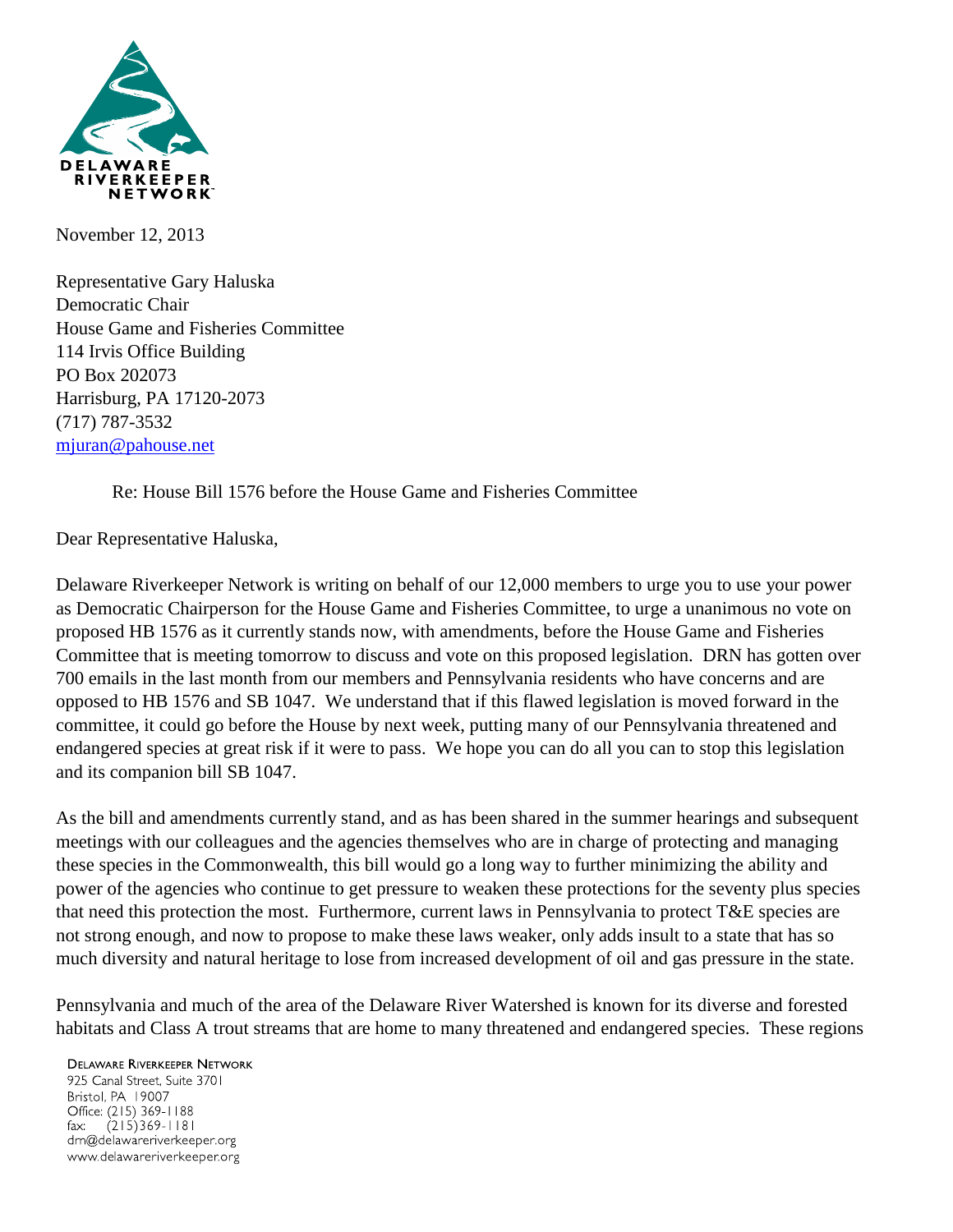DELAWARE RIVERKEEPER NETWORK

November 12, 2013

Representative Gary Haluska
Democratic Chair
House Game and Fisheries Committee
114 Irvis Office Building
PO Box 202073
Harrisburg, PA 17120-2073
(717) 787-3532
mjuran@pahouse.net

Re: House Bill 1576 before the House Game and Fisheries Committee

Dear Representative Haluska,

Delaware Riverkeeper Network is writing on behalf of our 12,000 members to urge you to use your power as Democratic Chairperson for the House Game and Fisheries Committee, to urge a unanimous no vote on proposed HB 1576 as it currently stands now, with amendments, before the House Game and Fisheries Committee that is meeting tomorrow to discuss and vote on this proposed legislation. DRN has gotten over 700 emails in the last month from our members and Pennsylvania residents who have concerns and are opposed to HB 1576 and SB 1047. We understand that if this flawed legislation is moved forward in the committee, it could go before the House by next week, putting many of our Pennsylvania threatened and endangered species at great risk if it were to pass. We hope you can do all you can to stop this legislation and its companion bill SB 1047.

As the bill and amendments currently stand, and as has been shared in the summer hearings and subsequent meetings with our colleagues and the agencies themselves who are in charge of protecting and managing these species in the Commonwealth, this bill would go a long way to further minimizing the ability and power of the agencies who continue to get pressure to weaken these protections for the seventy plus species that need this protection the most. Furthermore, current laws in Pennsylvania to protect T&E species are not strong enough, and now to propose to make these laws weaker, only adds insult to a state that has so much diversity and natural heritage to lose from increased development of oil and gas pressure in the state.

Pennsylvania and much of the area of the Delaware River Watershed is known for its diverse and forested habitats and Class A trout streams that are home to many threatened and endangered species. These regions

DELAWARE RIVERKEEPER NETWORK
925 Canal Street, Suite 3701
Bristol, PA 19007
Office: (215) 369-1188
fax: (215)369-1181
drn@delawareriverkeeper.org
www.delawareriverkeeper.org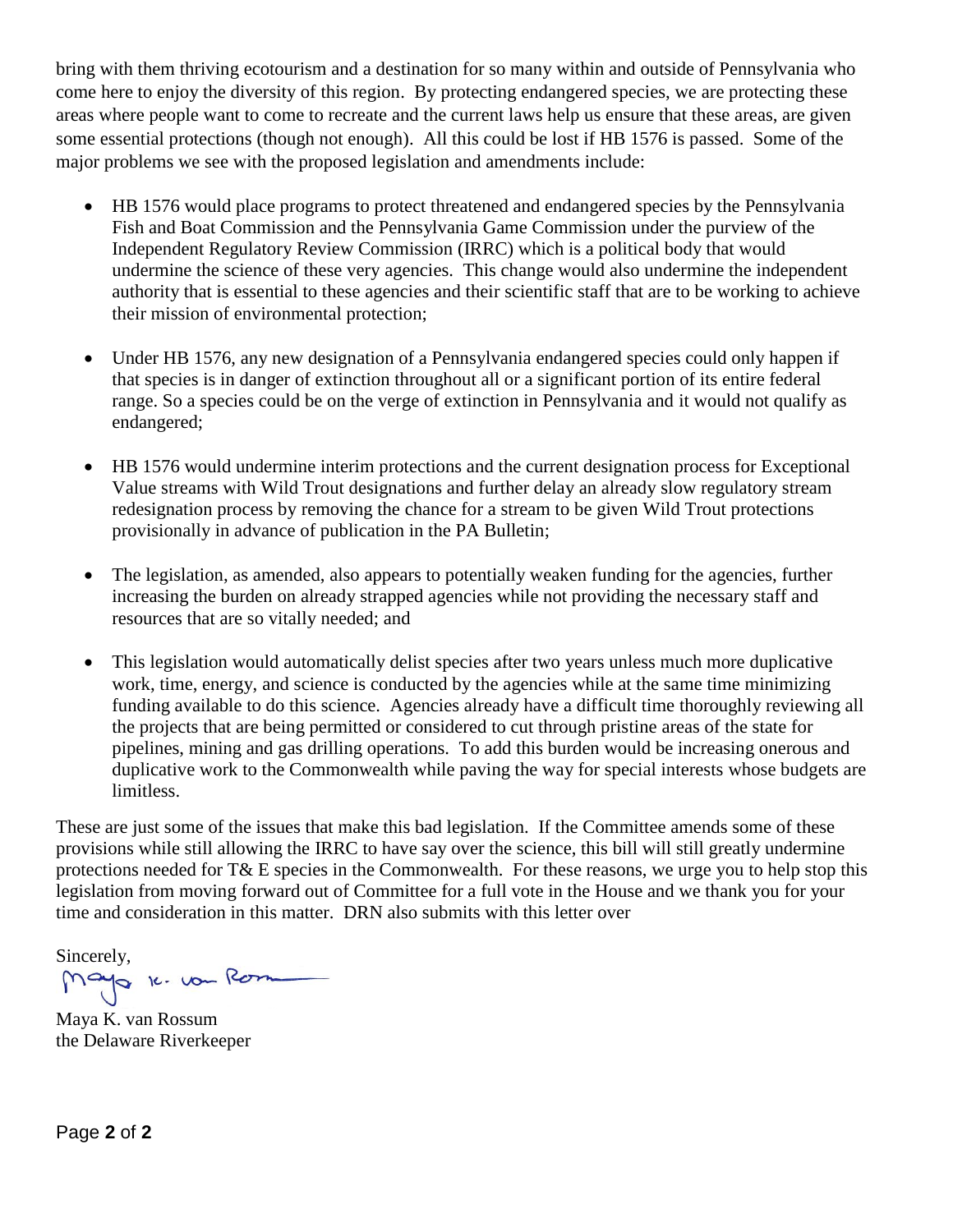bring with them thriving ecotourism and a destination for so many within and outside of Pennsylvania who come here to enjoy the diversity of this region. By protecting endangered species, we are protecting these areas where people want to come to recreate and the current laws help us ensure that these areas, are given some essential protections (though not enough). All this could be lost if HB 1576 is passed. Some of the major problems we see with the proposed legislation and amendments include:

- HB 1576 would place programs to protect threatened and endangered species by the Pennsylvania Fish and Boat Commission and the Pennsylvania Game Commission under the purview of the Independent Regulatory Review Commission (IRRC) which is a political body that would undermine the science of these very agencies. This change would also undermine the independent authority that is essential to these agencies and their scientific staff that are to be working to achieve their mission of environmental protection;

- Under HB 1576, any new designation of a Pennsylvania endangered species could only happen if that species is in danger of extinction throughout all or a significant portion of its entire federal range. So a species could be on the verge of extinction in Pennsylvania and it would not qualify as endangered;

- HB 1576 would undermine interim protections and the current designation process for Exceptional Value streams with Wild Trout designations and further delay an already slow regulatory stream redesignation process by removing the chance for a stream to be given Wild Trout protections provisionally in advance of publication in the PA Bulletin;

- The legislation, as amended, also appears to potentially weaken funding for the agencies, further increasing the burden on already strapped agencies while not providing the necessary staff and resources that are so vitally needed; and

- This legislation would automatically delist species after two years unless much more duplicative work, time, energy, and science is conducted by the agencies while at the same time minimizing funding available to do this science. Agencies already have a difficult time thoroughly reviewing all the projects that are being permitted or considered to cut through pristine areas of the state for pipelines, mining and gas drilling operations. To add this burden would be increasing onerous and duplicative work to the Commonwealth while paving the way for special interests whose budgets are limitless.

These are just some of the issues that make this bad legislation. If the Committee amends some of these provisions while still allowing the IRRC to have say over the science, this bill will still greatly undermine protections needed for T& E species in the Commonwealth. For these reasons, we urge you to help stop this legislation from moving forward out of Committee for a full vote in the House and we thank you for your time and consideration in this matter. DRN also submits with this letter over

Sincerely,

Maya K. van Rossum
the Delaware Riverkeeper